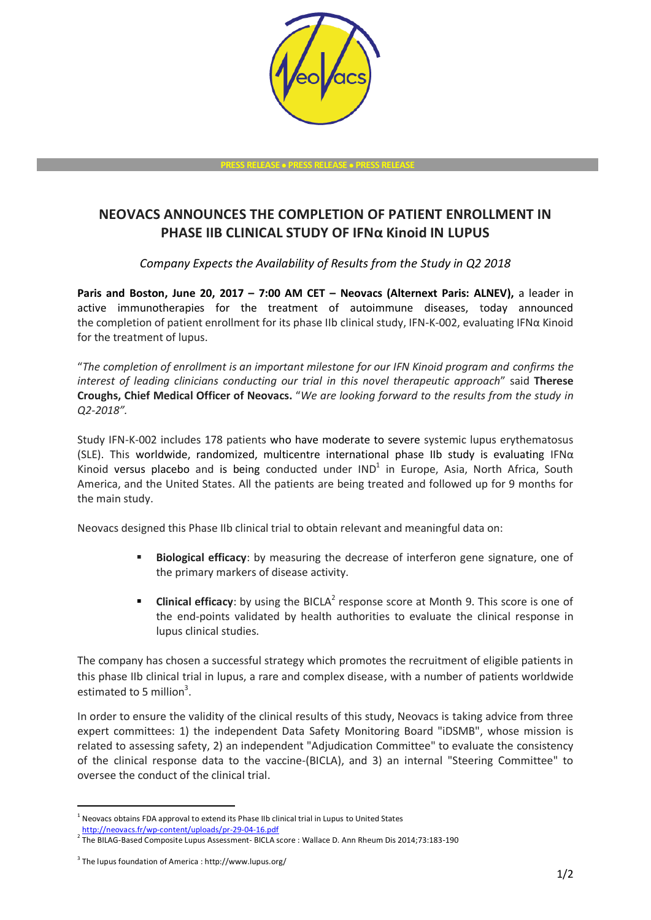PRESS RELEASE • PRESS RELEASE • PRESS RELEASE

# NEOVACS ANNOUNCES THE COMPLETION OF PATIENT ENROLLMENT IN PHASE IIB CLINICAL STUDY OF IFNα Kinoid IN LUPUS

*Company Expects the Availability of Results from the Study in Q2 2018*

**Paris and Boston, June 20, 2017 – 7:00 AM CET – Neovacs (Alternext Paris: ALNEV),** a leader in active immunotherapies for the treatment of autoimmune diseases, today announced the completion of patient enrollment for its phase IIb clinical study, IFN-K-002, evaluating IFNα Kinoid for the treatment of lupus.

"*The completion of enrollment is an important milestone for our IFN Kinoid program and confirms the interest of leading clinicians conducting our trial in this novel therapeutic approach*" said **Therese Croughs, Chief Medical Officer of Neovacs.** "*We are looking forward to the results from the study in Q2-2018".*

Study IFN-K-002 includes 178 patients who have moderate to severe systemic lupus erythematosus (SLE). This worldwide, randomized, multicentre international phase IIb study is evaluating IFNα Kinoid versus placebo and is being conducted under IND[1] in Europe, Asia, North Africa, South America, and the United States. All the patients are being treated and followed up for 9 months for the main study.

Neovacs designed this Phase IIb clinical trial to obtain relevant and meaningful data on:

- **Biological efficacy**: by measuring the decrease of interferon gene signature, one of the primary markers of disease activity.
- **Clinical efficacy**: by using the BICLA[2] response score at Month 9. This score is one of the end-points validated by health authorities to evaluate the clinical response in lupus clinical studies.

The company has chosen a successful strategy which promotes the recruitment of eligible patients in this phase IIb clinical trial in lupus, a rare and complex disease, with a number of patients worldwide estimated to 5 million[3].

In order to ensure the validity of the clinical results of this study, Neovacs is taking advice from three expert committees: 1) the independent Data Safety Monitoring Board "iDSMB", whose mission is related to assessing safety, 2) an independent "Adjudication Committee" to evaluate the consistency of the clinical response data to the vaccine-(BICLA), and 3) an internal "Steering Committee" to oversee the conduct of the clinical trial.

---

[1] Neovacs obtains FDA approval to extend its Phase IIb clinical trial in Lupus to United States http://neovacs.fr/wp-content/uploads/pr-29-04-16.pdf

[2] The BILAG-Based Composite Lupus Assessment- BICLA score : Wallace D. Ann Rheum Dis 2014;73:183-190

[3] The lupus foundation of America : http://www.lupus.org/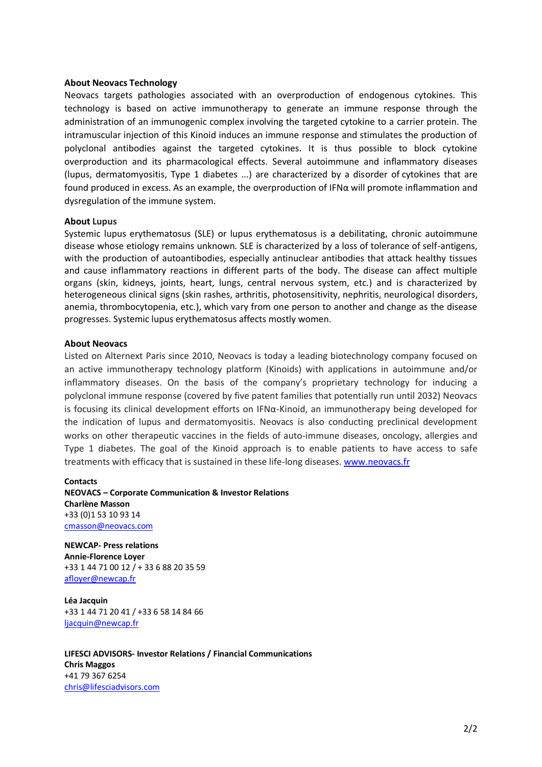**About Neovacs Technology**

Neovacs targets pathologies associated with an overproduction of endogenous cytokines. This technology is based on active immunotherapy to generate an immune response through the administration of an immunogenic complex involving the targeted cytokine to a carrier protein. The intramuscular injection of this Kinoid induces an immune response and stimulates the production of polyclonal antibodies against the targeted cytokines. It is thus possible to block cytokine overproduction and its pharmacological effects. Several autoimmune and inflammatory diseases (lupus, dermatomyositis, Type 1 diabetes ...) are characterized by a disorder of cytokines that are found produced in excess. As an example, the overproduction of IFNα will promote inflammation and dysregulation of the immune system.

**About Lupus**

Systemic lupus erythematosus (SLE) or lupus erythematosus is a debilitating, chronic autoimmune disease whose etiology remains unknown. SLE is characterized by a loss of tolerance of self-antigens, with the production of autoantibodies, especially antinuclear antibodies that attack healthy tissues and cause inflammatory reactions in different parts of the body. The disease can affect multiple organs (skin, kidneys, joints, heart, lungs, central nervous system, etc.) and is characterized by heterogeneous clinical signs (skin rashes, arthritis, photosensitivity, nephritis, neurological disorders, anemia, thrombocytopenia, etc.), which vary from one person to another and change as the disease progresses. Systemic lupus erythematosus affects mostly women.

**About Neovacs**

Listed on Alternext Paris since 2010, Neovacs is today a leading biotechnology company focused on an active immunotherapy technology platform (Kinoids) with applications in autoimmune and/or inflammatory diseases. On the basis of the company's proprietary technology for inducing a polyclonal immune response (covered by five patent families that potentially run until 2032) Neovacs is focusing its clinical development efforts on IFNα-Kinoid, an immunotherapy being developed for the indication of lupus and dermatomyositis. Neovacs is also conducting preclinical development works on other therapeutic vaccines in the fields of auto-immune diseases, oncology, allergies and Type 1 diabetes. The goal of the Kinoid approach is to enable patients to have access to safe treatments with efficacy that is sustained in these life-long diseases. www.neovacs.fr

**Contacts**
**NEOVACS – Corporate Communication & Investor Relations**
**Charlène Masson**
+33 (0)1 53 10 93 14
cmasson@neovacs.com

**NEWCAP- Press relations**
**Annie-Florence Loyer**
+33 1 44 71 00 12 / + 33 6 88 20 35 59
afloyer@newcap.fr

**Léa Jacquin**
+33 1 44 71 20 41 / +33 6 58 14 84 66
ljacquin@newcap.fr

**LIFESCI ADVISORS- Investor Relations / Financial Communications**
**Chris Maggos**
+41 79 367 6254
chris@lifesciadvisors.com